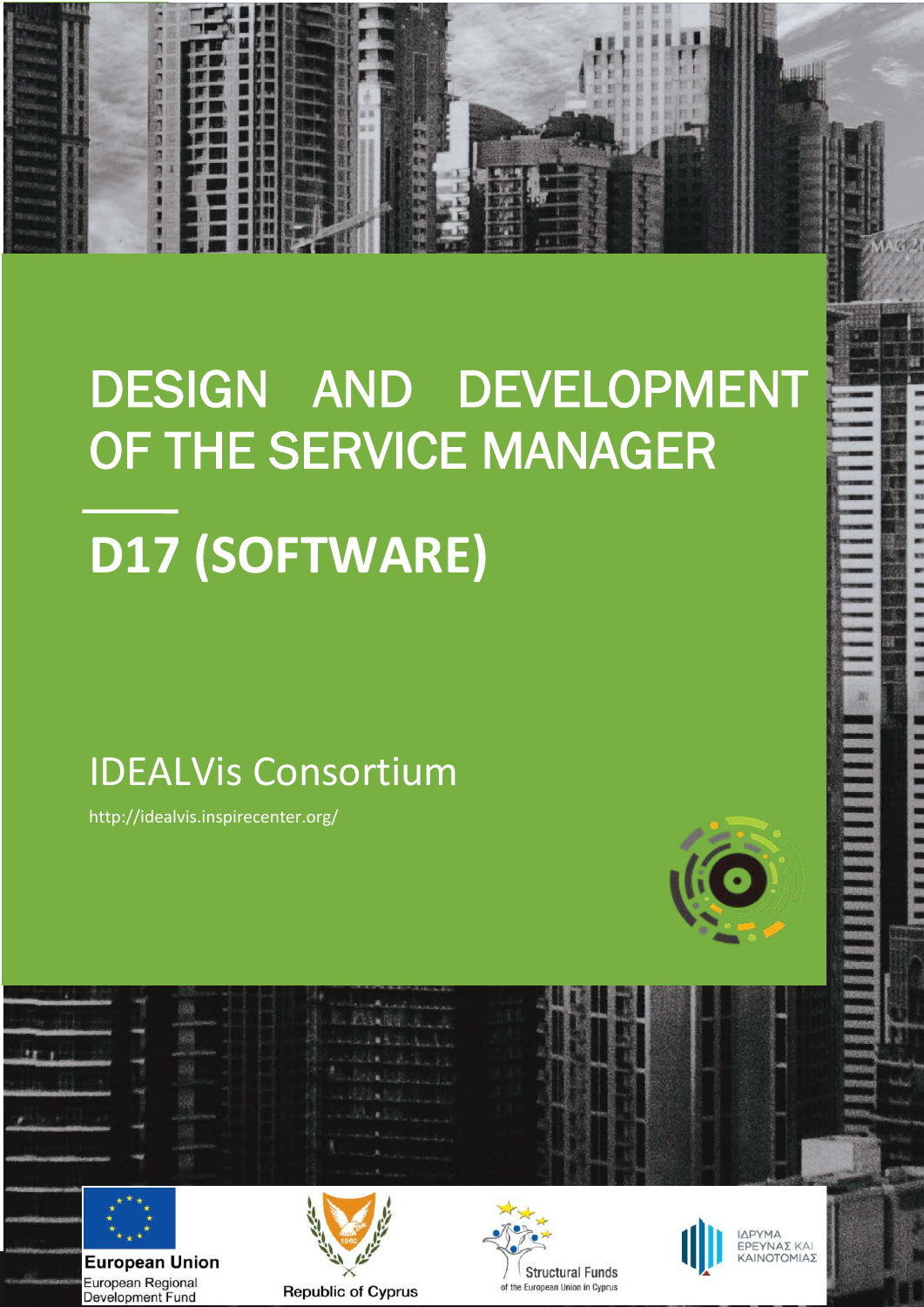# DESIGN AND DEVELOPMENT OF THE SERVICE MANAGER

## D17 (SOFTWARE)

IDEALVis Consortium

http://idealvis.inspirecenter.org/

European Union
European Regional Development Fund

Republic of Cyprus

Structural Funds of the European Union in Cyprus

ΙΔΡΥΜΑ ΕΡΕΥΝΑΣ ΚΑΙ ΚΑΙΝΟΤΟΜΙΑΣ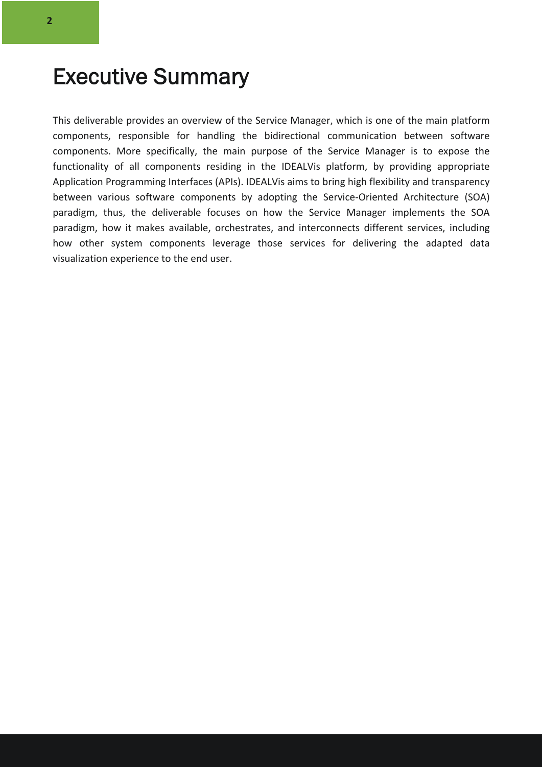# Executive Summary

This deliverable provides an overview of the Service Manager, which is one of the main platform components, responsible for handling the bidirectional communication between software components. More specifically, the main purpose of the Service Manager is to expose the functionality of all components residing in the IDEALVis platform, by providing appropriate Application Programming Interfaces (APIs). IDEALVis aims to bring high flexibility and transparency between various software components by adopting the Service-Oriented Architecture (SOA) paradigm, thus, the deliverable focuses on how the Service Manager implements the SOA paradigm, how it makes available, orchestrates, and interconnects different services, including how other system components leverage those services for delivering the adapted data visualization experience to the end user.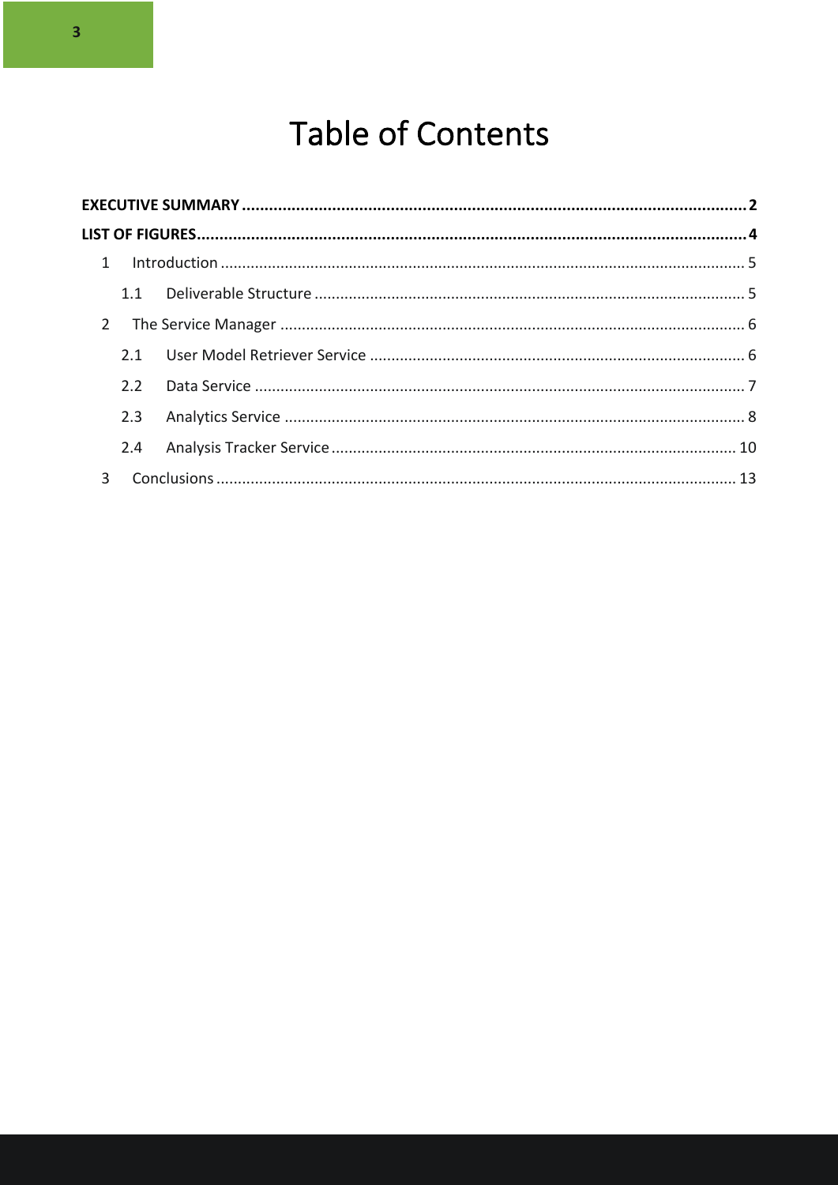# Table of Contents

**EXECUTIVE SUMMARY .......... 2**

**LIST OF FIGURES .......... 4**

- 1 Introduction .......... 5
  - 1.1 Deliverable Structure .......... 5
- 2 The Service Manager .......... 6
  - 2.1 User Model Retriever Service .......... 6
  - 2.2 Data Service .......... 7
  - 2.3 Analytics Service .......... 8
  - 2.4 Analysis Tracker Service .......... 10
- 3 Conclusions .......... 13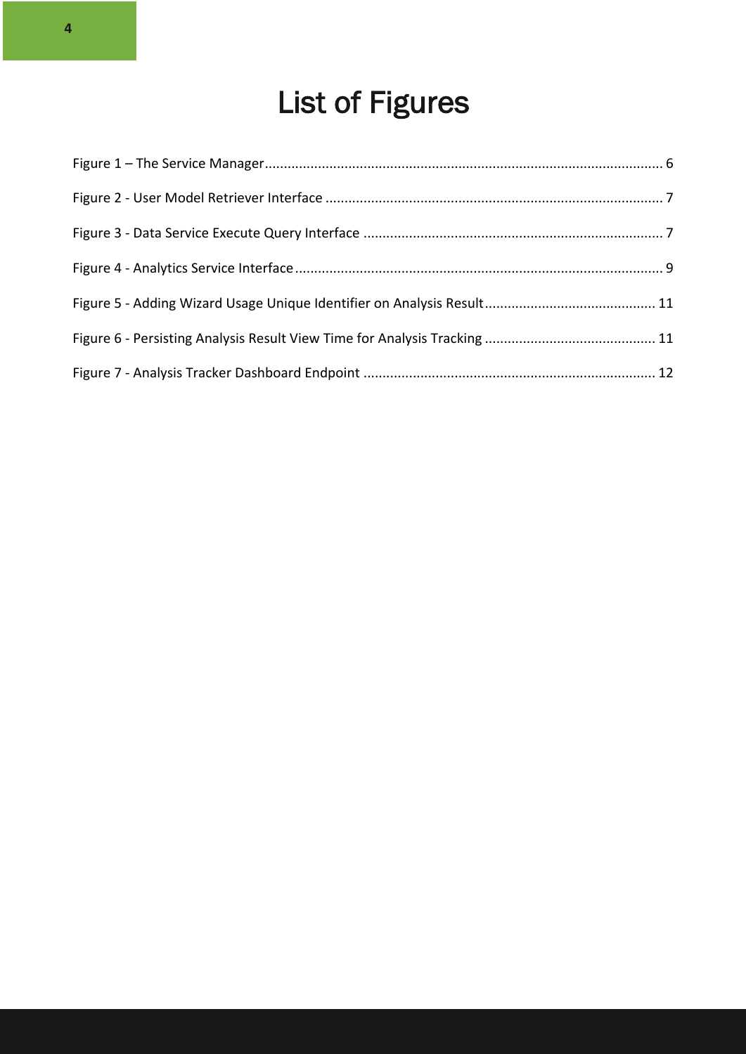# List of Figures

Figure 1 – The Service Manager........................................................................................................ 6

Figure 2 - User Model Retriever Interface ........................................................................................ 7

Figure 3 - Data Service Execute Query Interface .............................................................................. 7

Figure 4 - Analytics Service Interface................................................................................................ 9

Figure 5 - Adding Wizard Usage Unique Identifier on Analysis Result............................................ 11

Figure 6 - Persisting Analysis Result View Time for Analysis Tracking ............................................ 11

Figure 7 - Analysis Tracker Dashboard Endpoint ............................................................................ 12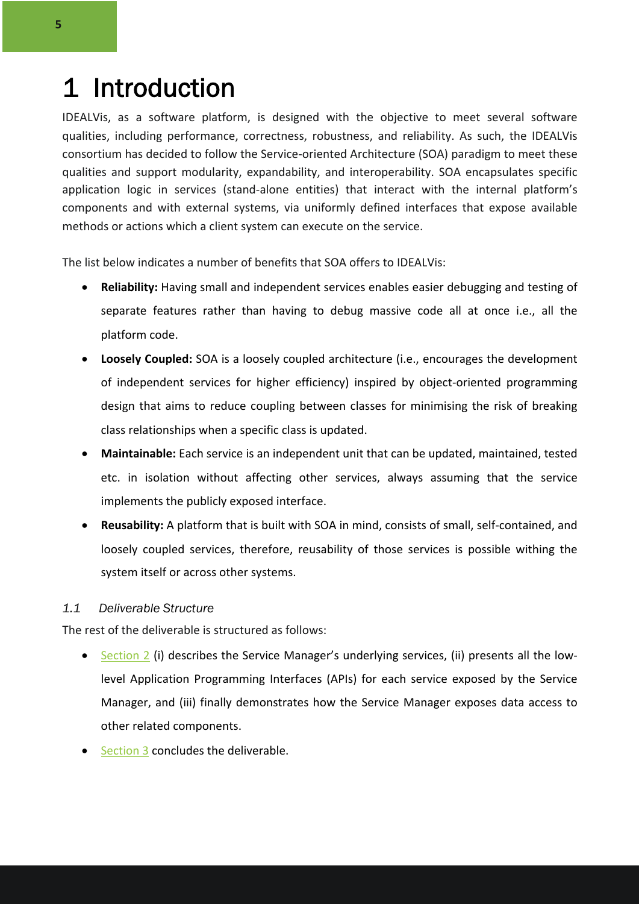# 1 Introduction

IDEALVis, as a software platform, is designed with the objective to meet several software qualities, including performance, correctness, robustness, and reliability. As such, the IDEALVis consortium has decided to follow the Service-oriented Architecture (SOA) paradigm to meet these qualities and support modularity, expandability, and interoperability. SOA encapsulates specific application logic in services (stand-alone entities) that interact with the internal platform's components and with external systems, via uniformly defined interfaces that expose available methods or actions which a client system can execute on the service.

The list below indicates a number of benefits that SOA offers to IDEALVis:

- **Reliability:** Having small and independent services enables easier debugging and testing of separate features rather than having to debug massive code all at once i.e., all the platform code.
- **Loosely Coupled:** SOA is a loosely coupled architecture (i.e., encourages the development of independent services for higher efficiency) inspired by object-oriented programming design that aims to reduce coupling between classes for minimising the risk of breaking class relationships when a specific class is updated.
- **Maintainable:** Each service is an independent unit that can be updated, maintained, tested etc. in isolation without affecting other services, always assuming that the service implements the publicly exposed interface.
- **Reusability:** A platform that is built with SOA in mind, consists of small, self-contained, and loosely coupled services, therefore, reusability of those services is possible withing the system itself or across other systems.

## 1.1 Deliverable Structure

The rest of the deliverable is structured as follows:

- Section 2 (i) describes the Service Manager's underlying services, (ii) presents all the low-level Application Programming Interfaces (APIs) for each service exposed by the Service Manager, and (iii) finally demonstrates how the Service Manager exposes data access to other related components.
- Section 3 concludes the deliverable.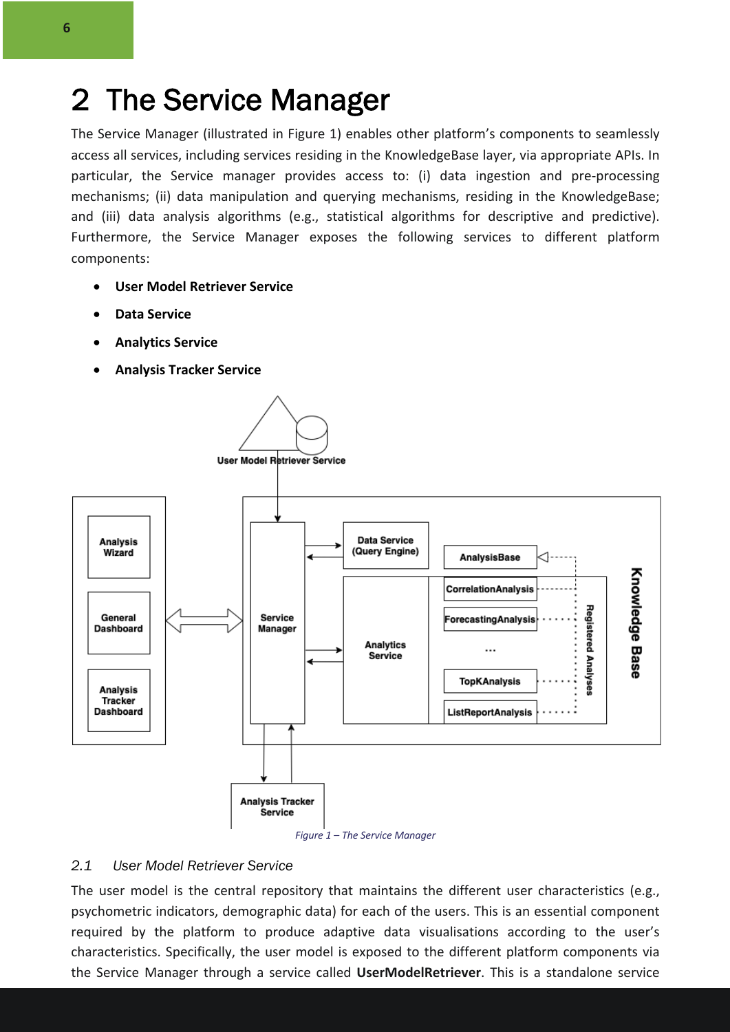# 2 The Service Manager

The Service Manager (illustrated in Figure 1) enables other platform's components to seamlessly access all services, including services residing in the KnowledgeBase layer, via appropriate APIs. In particular, the Service manager provides access to: (i) data ingestion and pre-processing mechanisms; (ii) data manipulation and querying mechanisms, residing in the KnowledgeBase; and (iii) data analysis algorithms (e.g., statistical algorithms for descriptive and predictive). Furthermore, the Service Manager exposes the following services to different platform components:

- **User Model Retriever Service**
- **Data Service**
- **Analytics Service**
- **Analysis Tracker Service**

*Figure 1 – The Service Manager*

## 2.1 User Model Retriever Service

The user model is the central repository that maintains the different user characteristics (e.g., psychometric indicators, demographic data) for each of the users. This is an essential component required by the platform to produce adaptive data visualisations according to the user's characteristics. Specifically, the user model is exposed to the different platform components via the Service Manager through a service called **UserModelRetriever**. This is a standalone service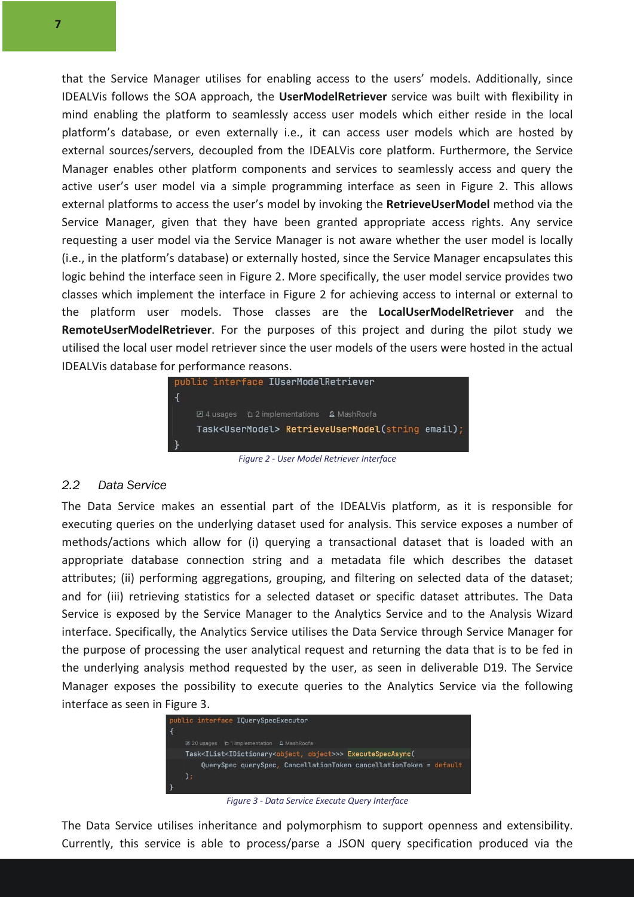that the Service Manager utilises for enabling access to the users' models. Additionally, since IDEALVis follows the SOA approach, the **UserModelRetriever** service was built with flexibility in mind enabling the platform to seamlessly access user models which either reside in the local platform's database, or even externally i.e., it can access user models which are hosted by external sources/servers, decoupled from the IDEALVis core platform. Furthermore, the Service Manager enables other platform components and services to seamlessly access and query the active user's user model via a simple programming interface as seen in Figure 2. This allows external platforms to access the user's model by invoking the **RetrieveUserModel** method via the Service Manager, given that they have been granted appropriate access rights. Any service requesting a user model via the Service Manager is not aware whether the user model is locally (i.e., in the platform's database) or externally hosted, since the Service Manager encapsulates this logic behind the interface seen in Figure 2. More specifically, the user model service provides two classes which implement the interface in Figure 2 for achieving access to internal or external to the platform user models. Those classes are the **LocalUserModelRetriever** and the **RemoteUserModelRetriever**. For the purposes of this project and during the pilot study we utilised the local user model retriever since the user models of the users were hosted in the actual IDEALVis database for performance reasons.

```
public interface IUserModelRetriever
{
    4 usages   2 implementations   MashRoofa
    Task<UserModel> RetrieveUserModel(string email);
}
```

*Figure 2 - User Model Retriever Interface*

## 2.2 Data Service

The Data Service makes an essential part of the IDEALVis platform, as it is responsible for executing queries on the underlying dataset used for analysis. This service exposes a number of methods/actions which allow for (i) querying a transactional dataset that is loaded with an appropriate database connection string and a metadata file which describes the dataset attributes; (ii) performing aggregations, grouping, and filtering on selected data of the dataset; and for (iii) retrieving statistics for a selected dataset or specific dataset attributes. The Data Service is exposed by the Service Manager to the Analytics Service and to the Analysis Wizard interface. Specifically, the Analytics Service utilises the Data Service through Service Manager for the purpose of processing the user analytical request and returning the data that is to be fed in the underlying analysis method requested by the user, as seen in deliverable D19. The Service Manager exposes the possibility to execute queries to the Analytics Service via the following interface as seen in Figure 3.

```
public interface IQuerySpecExecutor
{
    20 usages   1 implementation   MashRoofa
    Task<IList<IDictionary<object, object>>> ExecuteSpecAsync(
        QuerySpec querySpec, CancellationToken cancellationToken = default
    );
}
```

*Figure 3 - Data Service Execute Query Interface*

The Data Service utilises inheritance and polymorphism to support openness and extensibility. Currently, this service is able to process/parse a JSON query specification produced via the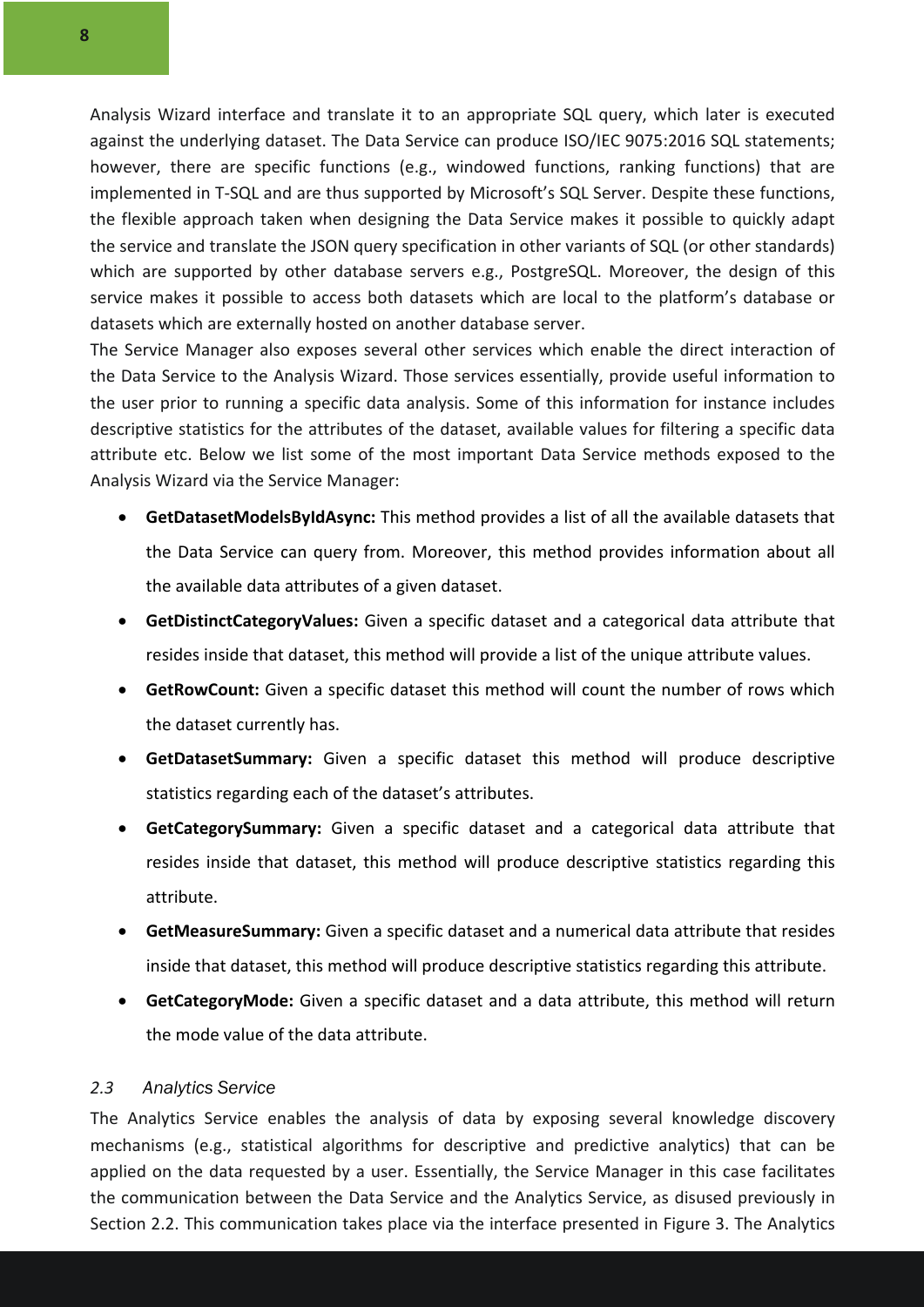Analysis Wizard interface and translate it to an appropriate SQL query, which later is executed against the underlying dataset. The Data Service can produce ISO/IEC 9075:2016 SQL statements; however, there are specific functions (e.g., windowed functions, ranking functions) that are implemented in T-SQL and are thus supported by Microsoft's SQL Server. Despite these functions, the flexible approach taken when designing the Data Service makes it possible to quickly adapt the service and translate the JSON query specification in other variants of SQL (or other standards) which are supported by other database servers e.g., PostgreSQL. Moreover, the design of this service makes it possible to access both datasets which are local to the platform's database or datasets which are externally hosted on another database server.

The Service Manager also exposes several other services which enable the direct interaction of the Data Service to the Analysis Wizard. Those services essentially, provide useful information to the user prior to running a specific data analysis. Some of this information for instance includes descriptive statistics for the attributes of the dataset, available values for filtering a specific data attribute etc. Below we list some of the most important Data Service methods exposed to the Analysis Wizard via the Service Manager:

- **GetDatasetModelsByIdAsync:** This method provides a list of all the available datasets that the Data Service can query from. Moreover, this method provides information about all the available data attributes of a given dataset.
- **GetDistinctCategoryValues:** Given a specific dataset and a categorical data attribute that resides inside that dataset, this method will provide a list of the unique attribute values.
- **GetRowCount:** Given a specific dataset this method will count the number of rows which the dataset currently has.
- **GetDatasetSummary:** Given a specific dataset this method will produce descriptive statistics regarding each of the dataset's attributes.
- **GetCategorySummary:** Given a specific dataset and a categorical data attribute that resides inside that dataset, this method will produce descriptive statistics regarding this attribute.
- **GetMeasureSummary:** Given a specific dataset and a numerical data attribute that resides inside that dataset, this method will produce descriptive statistics regarding this attribute.
- **GetCategoryMode:** Given a specific dataset and a data attribute, this method will return the mode value of the data attribute.

### *2.3 Analytics Service*

The Analytics Service enables the analysis of data by exposing several knowledge discovery mechanisms (e.g., statistical algorithms for descriptive and predictive analytics) that can be applied on the data requested by a user. Essentially, the Service Manager in this case facilitates the communication between the Data Service and the Analytics Service, as disused previously in Section 2.2. This communication takes place via the interface presented in Figure 3. The Analytics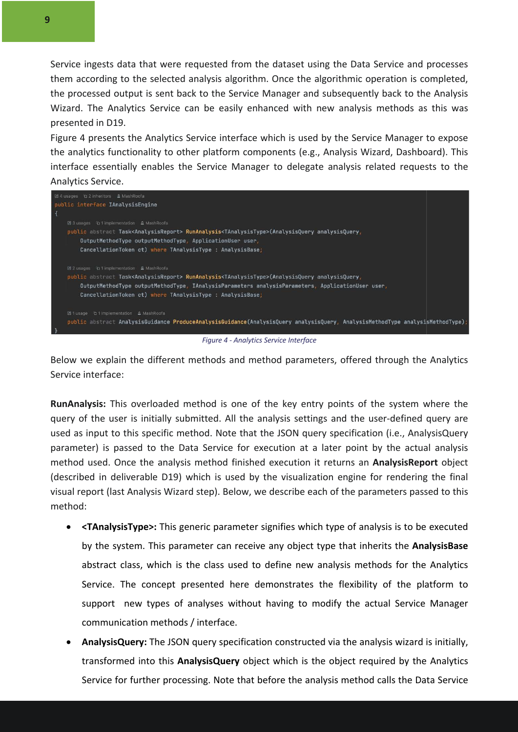Service ingests data that were requested from the dataset using the Data Service and processes them according to the selected analysis algorithm. Once the algorithmic operation is completed, the processed output is sent back to the Service Manager and subsequently back to the Analysis Wizard. The Analytics Service can be easily enhanced with new analysis methods as this was presented in D19.

Figure 4 presents the Analytics Service interface which is used by the Service Manager to expose the analytics functionality to other platform components (e.g., Analysis Wizard, Dashboard). This interface essentially enables the Service Manager to delegate analysis related requests to the Analytics Service.

```
4 usages   2 inheritors   MashRoofa
public interface IAnalysisEngine
{
    3 usages   1 implementation   MashRoofa
    public abstract Task<AnalysisReport> RunAnalysis<TAnalysisType>(AnalysisQuery analysisQuery,
        OutputMethodType outputMethodType, ApplicationUser user,
        CancellationToken ct) where TAnalysisType : AnalysisBase;

    2 usages   1 implementation   MashRoofa
    public abstract Task<AnalysisReport> RunAnalysis<TAnalysisType>(AnalysisQuery analysisQuery,
        OutputMethodType outputMethodType, IAnalysisParameters analysisParameters, ApplicationUser user,
        CancellationToken ct) where TAnalysisType : AnalysisBase;

    1 usage   1 implementation   MashRoofa
    public abstract AnalysisGuidance ProduceAnalysisGuidance(AnalysisQuery analysisQuery, AnalysisMethodType analysisMethodType);
}
```

*Figure 4 - Analytics Service Interface*

Below we explain the different methods and method parameters, offered through the Analytics Service interface:

**RunAnalysis:** This overloaded method is one of the key entry points of the system where the query of the user is initially submitted. All the analysis settings and the user-defined query are used as input to this specific method. Note that the JSON query specification (i.e., AnalysisQuery parameter) is passed to the Data Service for execution at a later point by the actual analysis method used. Once the analysis method finished execution it returns an **AnalysisReport** object (described in deliverable D19) which is used by the visualization engine for rendering the final visual report (last Analysis Wizard step). Below, we describe each of the parameters passed to this method:

- **<TAnalysisType>:** This generic parameter signifies which type of analysis is to be executed by the system. This parameter can receive any object type that inherits the **AnalysisBase** abstract class, which is the class used to define new analysis methods for the Analytics Service. The concept presented here demonstrates the flexibility of the platform to support new types of analyses without having to modify the actual Service Manager communication methods / interface.
- **AnalysisQuery:** The JSON query specification constructed via the analysis wizard is initially, transformed into this **AnalysisQuery** object which is the object required by the Analytics Service for further processing. Note that before the analysis method calls the Data Service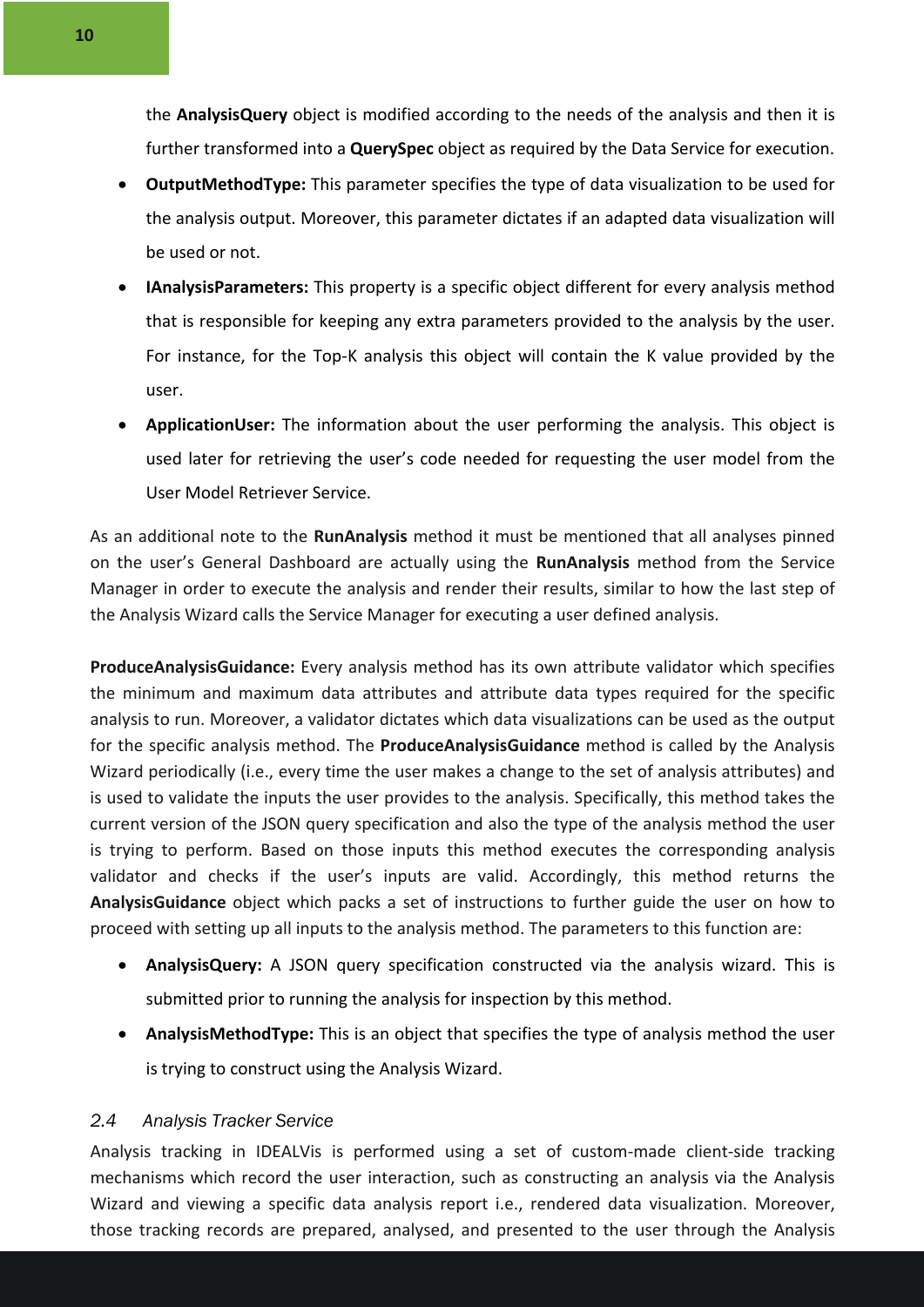the **AnalysisQuery** object is modified according to the needs of the analysis and then it is further transformed into a **QuerySpec** object as required by the Data Service for execution.

- **OutputMethodType:** This parameter specifies the type of data visualization to be used for the analysis output. Moreover, this parameter dictates if an adapted data visualization will be used or not.
- **IAnalysisParameters:** This property is a specific object different for every analysis method that is responsible for keeping any extra parameters provided to the analysis by the user. For instance, for the Top-K analysis this object will contain the K value provided by the user.
- **ApplicationUser:** The information about the user performing the analysis. This object is used later for retrieving the user's code needed for requesting the user model from the User Model Retriever Service.

As an additional note to the **RunAnalysis** method it must be mentioned that all analyses pinned on the user's General Dashboard are actually using the **RunAnalysis** method from the Service Manager in order to execute the analysis and render their results, similar to how the last step of the Analysis Wizard calls the Service Manager for executing a user defined analysis.

**ProduceAnalysisGuidance:** Every analysis method has its own attribute validator which specifies the minimum and maximum data attributes and attribute data types required for the specific analysis to run. Moreover, a validator dictates which data visualizations can be used as the output for the specific analysis method. The **ProduceAnalysisGuidance** method is called by the Analysis Wizard periodically (i.e., every time the user makes a change to the set of analysis attributes) and is used to validate the inputs the user provides to the analysis. Specifically, this method takes the current version of the JSON query specification and also the type of the analysis method the user is trying to perform. Based on those inputs this method executes the corresponding analysis validator and checks if the user's inputs are valid. Accordingly, this method returns the **AnalysisGuidance** object which packs a set of instructions to further guide the user on how to proceed with setting up all inputs to the analysis method. The parameters to this function are:

- **AnalysisQuery:** A JSON query specification constructed via the analysis wizard. This is submitted prior to running the analysis for inspection by this method.
- **AnalysisMethodType:** This is an object that specifies the type of analysis method the user is trying to construct using the Analysis Wizard.

### *2.4 Analysis Tracker Service*

Analysis tracking in IDEALVis is performed using a set of custom-made client-side tracking mechanisms which record the user interaction, such as constructing an analysis via the Analysis Wizard and viewing a specific data analysis report i.e., rendered data visualization. Moreover, those tracking records are prepared, analysed, and presented to the user through the Analysis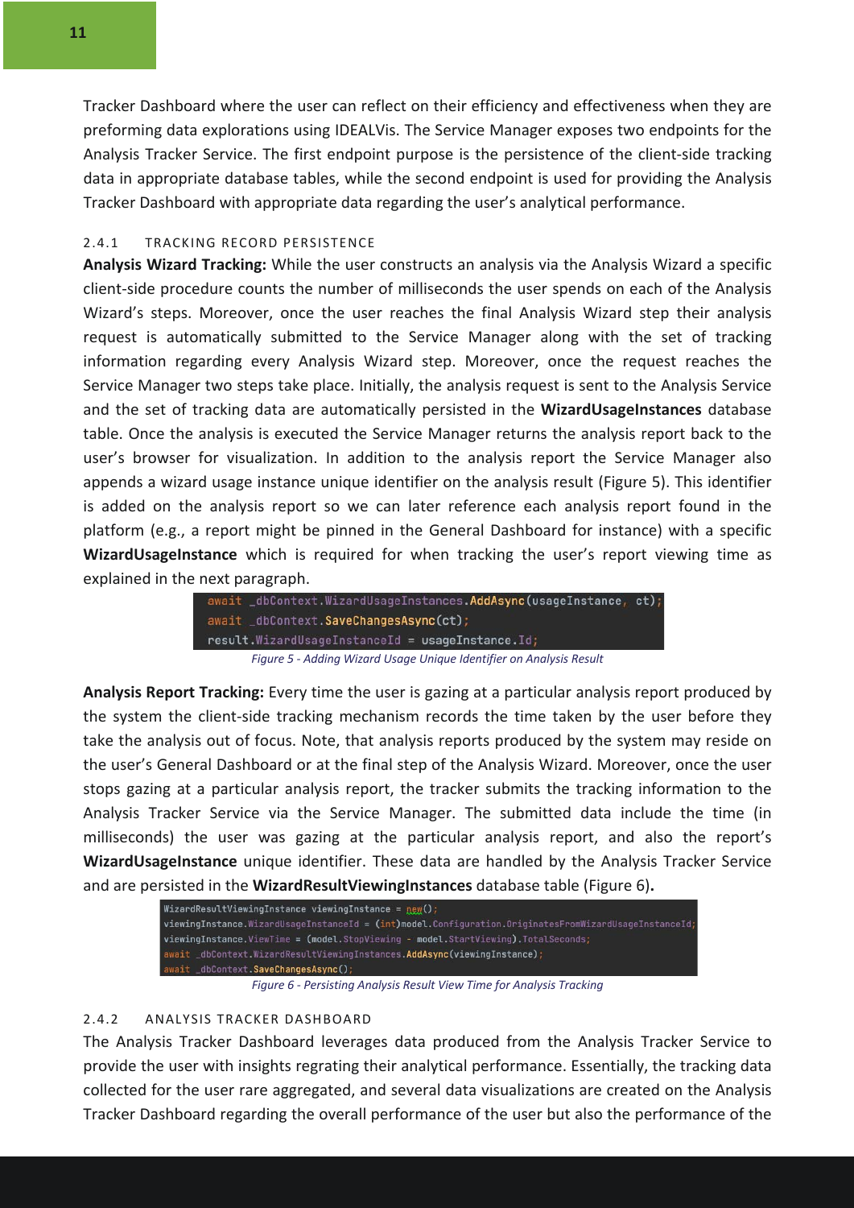Tracker Dashboard where the user can reflect on their efficiency and effectiveness when they are preforming data explorations using IDEALVis. The Service Manager exposes two endpoints for the Analysis Tracker Service. The first endpoint purpose is the persistence of the client-side tracking data in appropriate database tables, while the second endpoint is used for providing the Analysis Tracker Dashboard with appropriate data regarding the user's analytical performance.

### 2.4.1 TRACKING RECORD PERSISTENCE

**Analysis Wizard Tracking:** While the user constructs an analysis via the Analysis Wizard a specific client-side procedure counts the number of milliseconds the user spends on each of the Analysis Wizard's steps. Moreover, once the user reaches the final Analysis Wizard step their analysis request is automatically submitted to the Service Manager along with the set of tracking information regarding every Analysis Wizard step. Moreover, once the request reaches the Service Manager two steps take place. Initially, the analysis request is sent to the Analysis Service and the set of tracking data are automatically persisted in the **WizardUsageInstances** database table. Once the analysis is executed the Service Manager returns the analysis report back to the user's browser for visualization. In addition to the analysis report the Service Manager also appends a wizard usage instance unique identifier on the analysis result (Figure 5). This identifier is added on the analysis report so we can later reference each analysis report found in the platform (e.g., a report might be pinned in the General Dashboard for instance) with a specific **WizardUsageInstance** which is required for when tracking the user's report viewing time as explained in the next paragraph.

```
await _dbContext.WizardUsageInstances.AddAsync(usageInstance, ct);
await _dbContext.SaveChangesAsync(ct);
result.WizardUsageInstanceId = usageInstance.Id;
```

*Figure 5 - Adding Wizard Usage Unique Identifier on Analysis Result*

**Analysis Report Tracking:** Every time the user is gazing at a particular analysis report produced by the system the client-side tracking mechanism records the time taken by the user before they take the analysis out of focus. Note, that analysis reports produced by the system may reside on the user's General Dashboard or at the final step of the Analysis Wizard. Moreover, once the user stops gazing at a particular analysis report, the tracker submits the tracking information to the Analysis Tracker Service via the Service Manager. The submitted data include the time (in milliseconds) the user was gazing at the particular analysis report, and also the report's **WizardUsageInstance** unique identifier. These data are handled by the Analysis Tracker Service and are persisted in the **WizardResultViewingInstances** database table (Figure 6)**.**

```
WizardResultViewingInstance viewingInstance = new();
viewingInstance.WizardUsageInstanceId = (int)model.Configuration.OriginatesFromWizardUsageInstanceId;
viewingInstance.ViewTime = (model.StopViewing - model.StartViewing).TotalSeconds;
await _dbContext.WizardResultViewingInstances.AddAsync(viewingInstance);
await _dbContext.SaveChangesAsync();
```

*Figure 6 - Persisting Analysis Result View Time for Analysis Tracking*

### 2.4.2 ANALYSIS TRACKER DASHBOARD

The Analysis Tracker Dashboard leverages data produced from the Analysis Tracker Service to provide the user with insights regrating their analytical performance. Essentially, the tracking data collected for the user rare aggregated, and several data visualizations are created on the Analysis Tracker Dashboard regarding the overall performance of the user but also the performance of the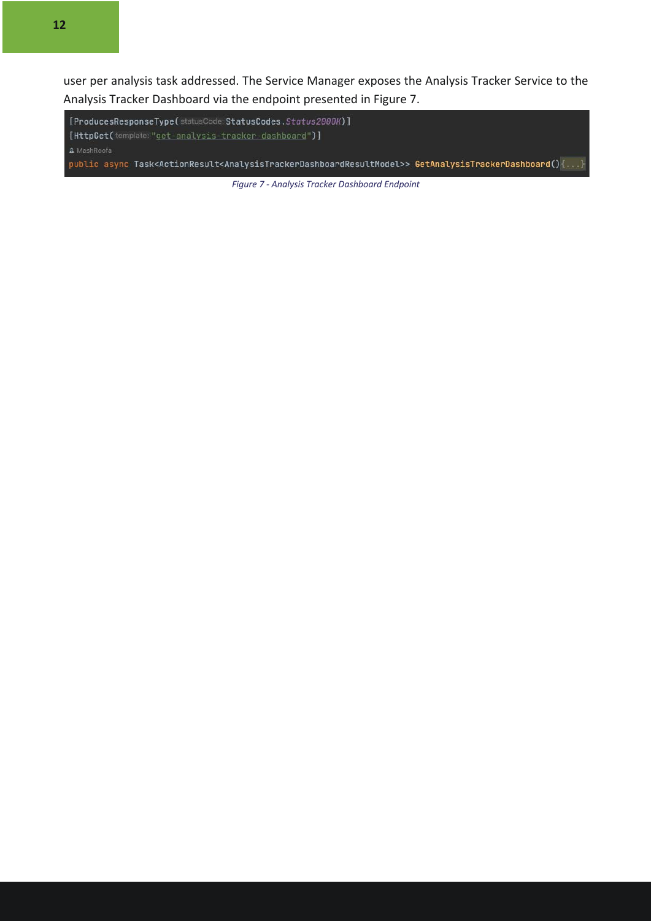user per analysis task addressed. The Service Manager exposes the Analysis Tracker Service to the Analysis Tracker Dashboard via the endpoint presented in Figure 7.

```
[ProducesResponseType(statusCode: StatusCodes.Status200OK)]
[HttpGet(template: "get-analysis-tracker-dashboard")]
MashRoofa
public async Task<ActionResult<AnalysisTrackerDashboardResultModel>> GetAnalysisTrackerDashboard(){...}
```

*Figure 7 - Analysis Tracker Dashboard Endpoint*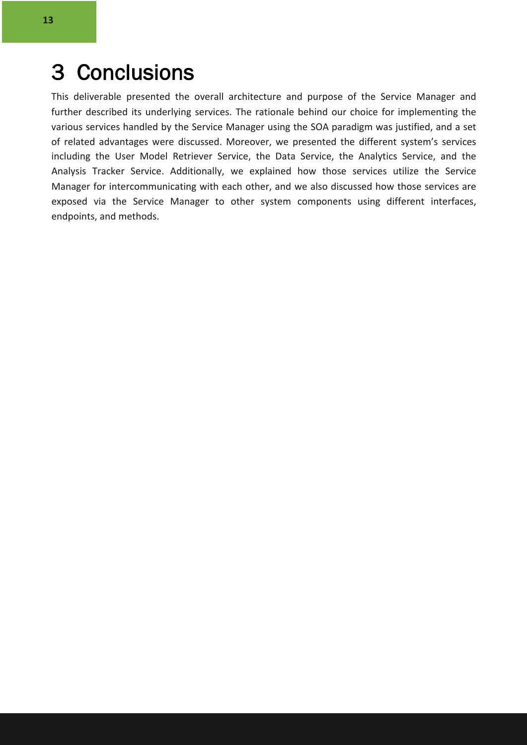# 3 Conclusions

This deliverable presented the overall architecture and purpose of the Service Manager and further described its underlying services. The rationale behind our choice for implementing the various services handled by the Service Manager using the SOA paradigm was justified, and a set of related advantages were discussed. Moreover, we presented the different system's services including the User Model Retriever Service, the Data Service, the Analytics Service, and the Analysis Tracker Service. Additionally, we explained how those services utilize the Service Manager for intercommunicating with each other, and we also discussed how those services are exposed via the Service Manager to other system components using different interfaces, endpoints, and methods.